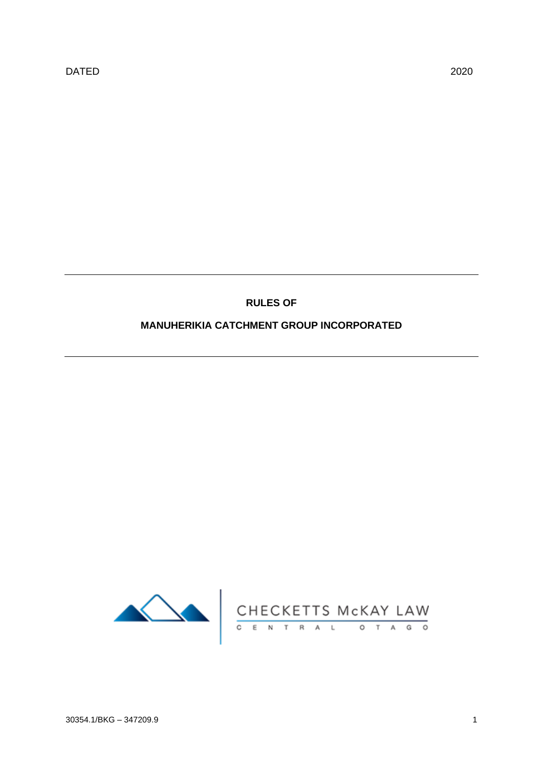DATED 2020

---

**RULES OF**

**MANUHERIKIA CATCHMENT GROUP INCORPORATED**

---

CHECKETTS McKAY LAW

CENTRAL OTAGO

30354.1/BKG – 347209.9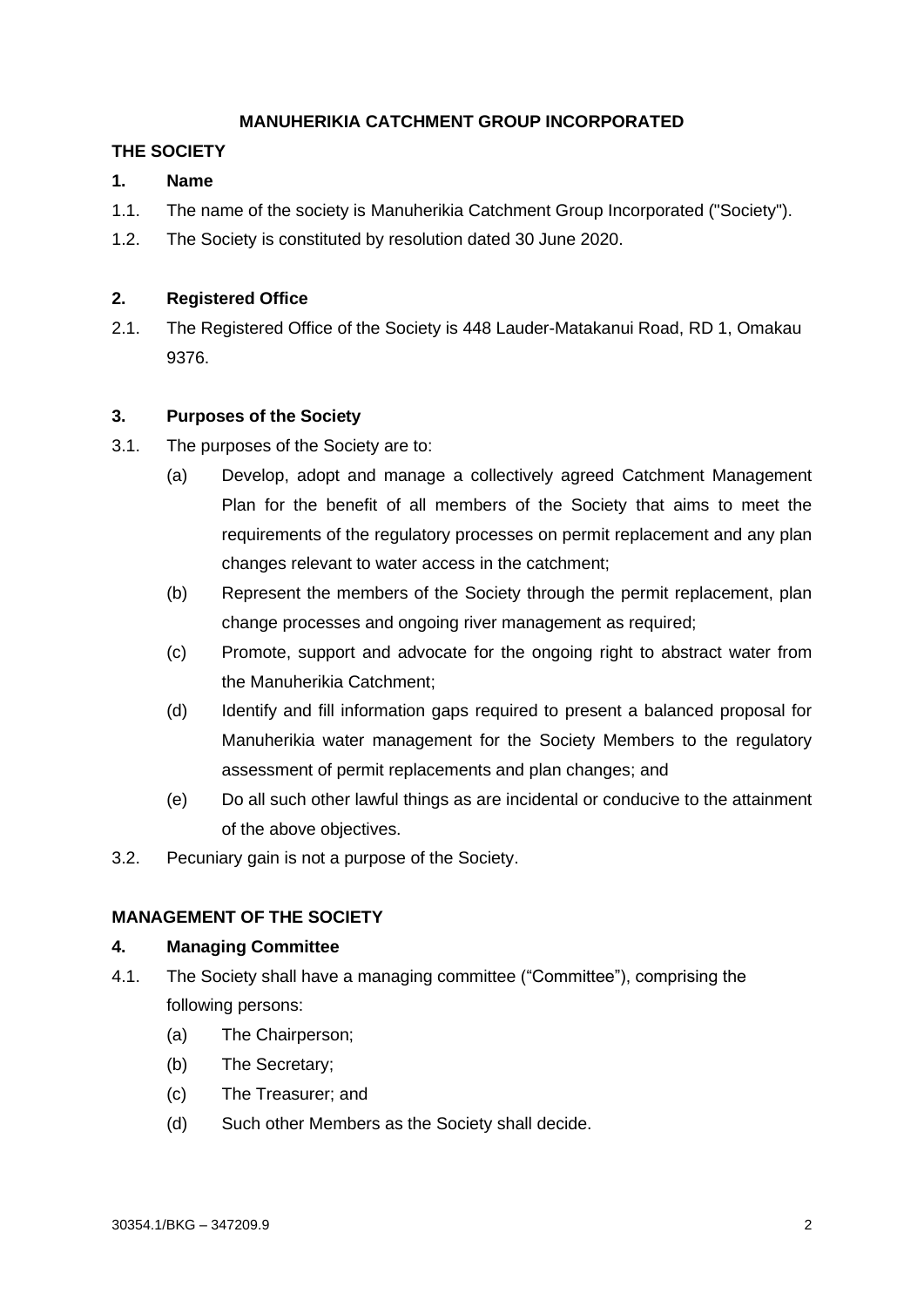**MANUHERIKIA CATCHMENT GROUP INCORPORATED**

**THE SOCIETY**

**1. Name**

1.1. The name of the society is Manuherikia Catchment Group Incorporated ("Society").

1.2. The Society is constituted by resolution dated 30 June 2020.

**2. Registered Office**

2.1. The Registered Office of the Society is 448 Lauder-Matakanui Road, RD 1, Omakau 9376.

**3. Purposes of the Society**

3.1. The purposes of the Society are to:

(a) Develop, adopt and manage a collectively agreed Catchment Management Plan for the benefit of all members of the Society that aims to meet the requirements of the regulatory processes on permit replacement and any plan changes relevant to water access in the catchment;

(b) Represent the members of the Society through the permit replacement, plan change processes and ongoing river management as required;

(c) Promote, support and advocate for the ongoing right to abstract water from the Manuherikia Catchment;

(d) Identify and fill information gaps required to present a balanced proposal for Manuherikia water management for the Society Members to the regulatory assessment of permit replacements and plan changes; and

(e) Do all such other lawful things as are incidental or conducive to the attainment of the above objectives.

3.2. Pecuniary gain is not a purpose of the Society.

**MANAGEMENT OF THE SOCIETY**

**4. Managing Committee**

4.1. The Society shall have a managing committee ("Committee"), comprising the following persons:

(a) The Chairperson;

(b) The Secretary;

(c) The Treasurer; and

(d) Such other Members as the Society shall decide.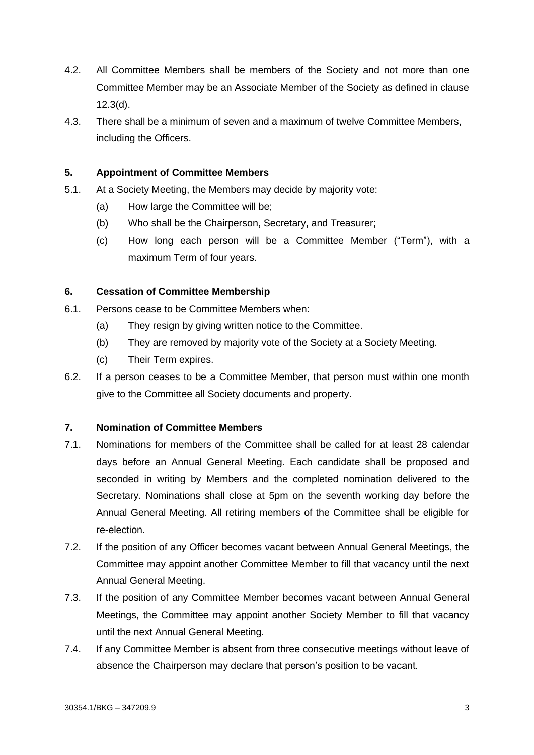4.2. All Committee Members shall be members of the Society and not more than one Committee Member may be an Associate Member of the Society as defined in clause 12.3(d).

4.3. There shall be a minimum of seven and a maximum of twelve Committee Members, including the Officers.

## 5. Appointment of Committee Members

5.1. At a Society Meeting, the Members may decide by majority vote:

- (a) How large the Committee will be;
- (b) Who shall be the Chairperson, Secretary, and Treasurer;
- (c) How long each person will be a Committee Member ("Term"), with a maximum Term of four years.

## 6. Cessation of Committee Membership

6.1. Persons cease to be Committee Members when:

- (a) They resign by giving written notice to the Committee.
- (b) They are removed by majority vote of the Society at a Society Meeting.
- (c) Their Term expires.

6.2. If a person ceases to be a Committee Member, that person must within one month give to the Committee all Society documents and property.

## 7. Nomination of Committee Members

7.1. Nominations for members of the Committee shall be called for at least 28 calendar days before an Annual General Meeting. Each candidate shall be proposed and seconded in writing by Members and the completed nomination delivered to the Secretary. Nominations shall close at 5pm on the seventh working day before the Annual General Meeting. All retiring members of the Committee shall be eligible for re-election.

7.2. If the position of any Officer becomes vacant between Annual General Meetings, the Committee may appoint another Committee Member to fill that vacancy until the next Annual General Meeting.

7.3. If the position of any Committee Member becomes vacant between Annual General Meetings, the Committee may appoint another Society Member to fill that vacancy until the next Annual General Meeting.

7.4. If any Committee Member is absent from three consecutive meetings without leave of absence the Chairperson may declare that person's position to be vacant.

30354.1/BKG – 347209.9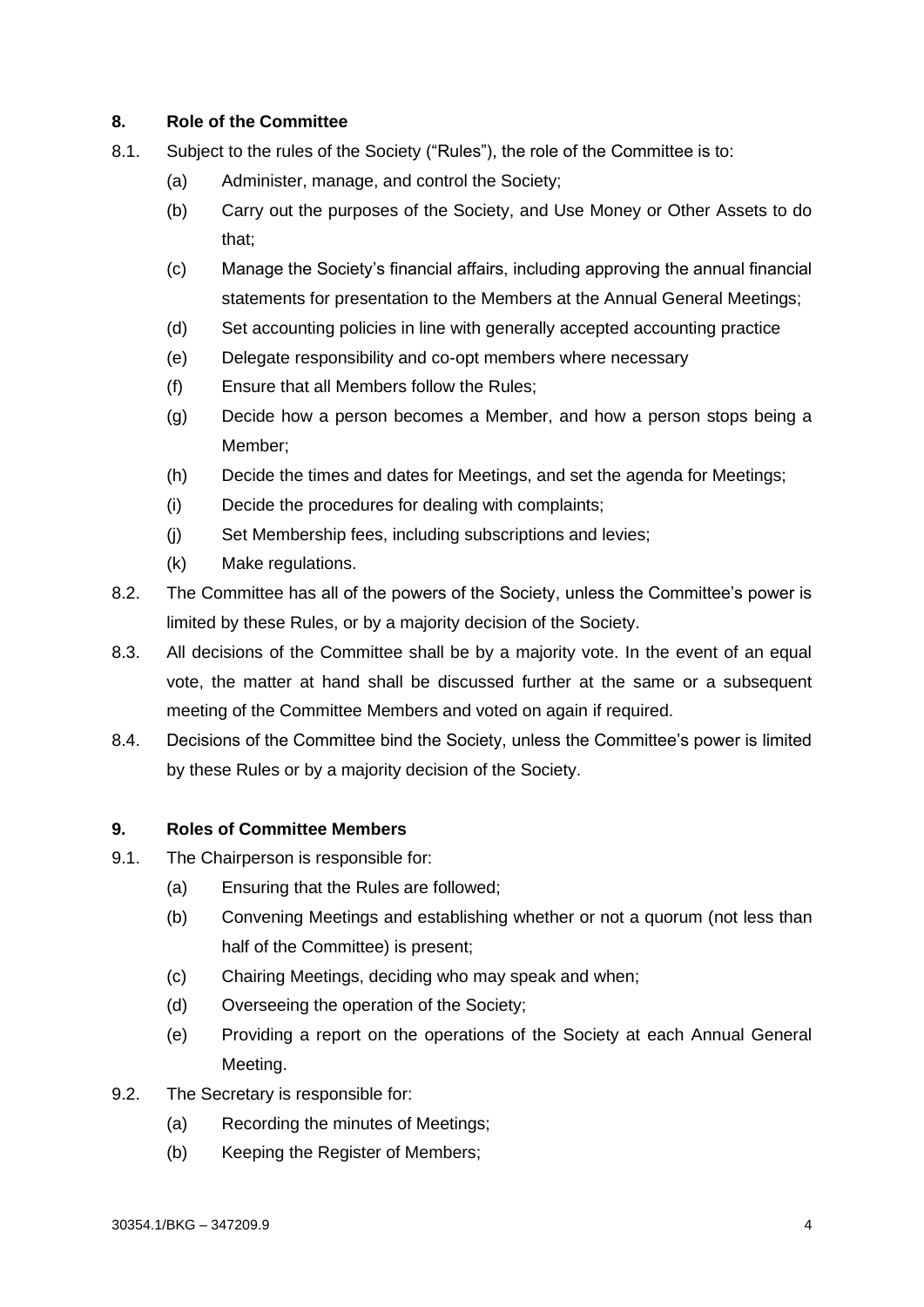## 8. Role of the Committee

8.1. Subject to the rules of the Society ("Rules"), the role of the Committee is to:

  (a) Administer, manage, and control the Society;

  (b) Carry out the purposes of the Society, and Use Money or Other Assets to do that;

  (c) Manage the Society's financial affairs, including approving the annual financial statements for presentation to the Members at the Annual General Meetings;

  (d) Set accounting policies in line with generally accepted accounting practice

  (e) Delegate responsibility and co-opt members where necessary

  (f) Ensure that all Members follow the Rules;

  (g) Decide how a person becomes a Member, and how a person stops being a Member;

  (h) Decide the times and dates for Meetings, and set the agenda for Meetings;

  (i) Decide the procedures for dealing with complaints;

  (j) Set Membership fees, including subscriptions and levies;

  (k) Make regulations.

8.2. The Committee has all of the powers of the Society, unless the Committee's power is limited by these Rules, or by a majority decision of the Society.

8.3. All decisions of the Committee shall be by a majority vote. In the event of an equal vote, the matter at hand shall be discussed further at the same or a subsequent meeting of the Committee Members and voted on again if required.

8.4. Decisions of the Committee bind the Society, unless the Committee's power is limited by these Rules or by a majority decision of the Society.

## 9. Roles of Committee Members

9.1. The Chairperson is responsible for:

  (a) Ensuring that the Rules are followed;

  (b) Convening Meetings and establishing whether or not a quorum (not less than half of the Committee) is present;

  (c) Chairing Meetings, deciding who may speak and when;

  (d) Overseeing the operation of the Society;

  (e) Providing a report on the operations of the Society at each Annual General Meeting.

9.2. The Secretary is responsible for:

  (a) Recording the minutes of Meetings;

  (b) Keeping the Register of Members;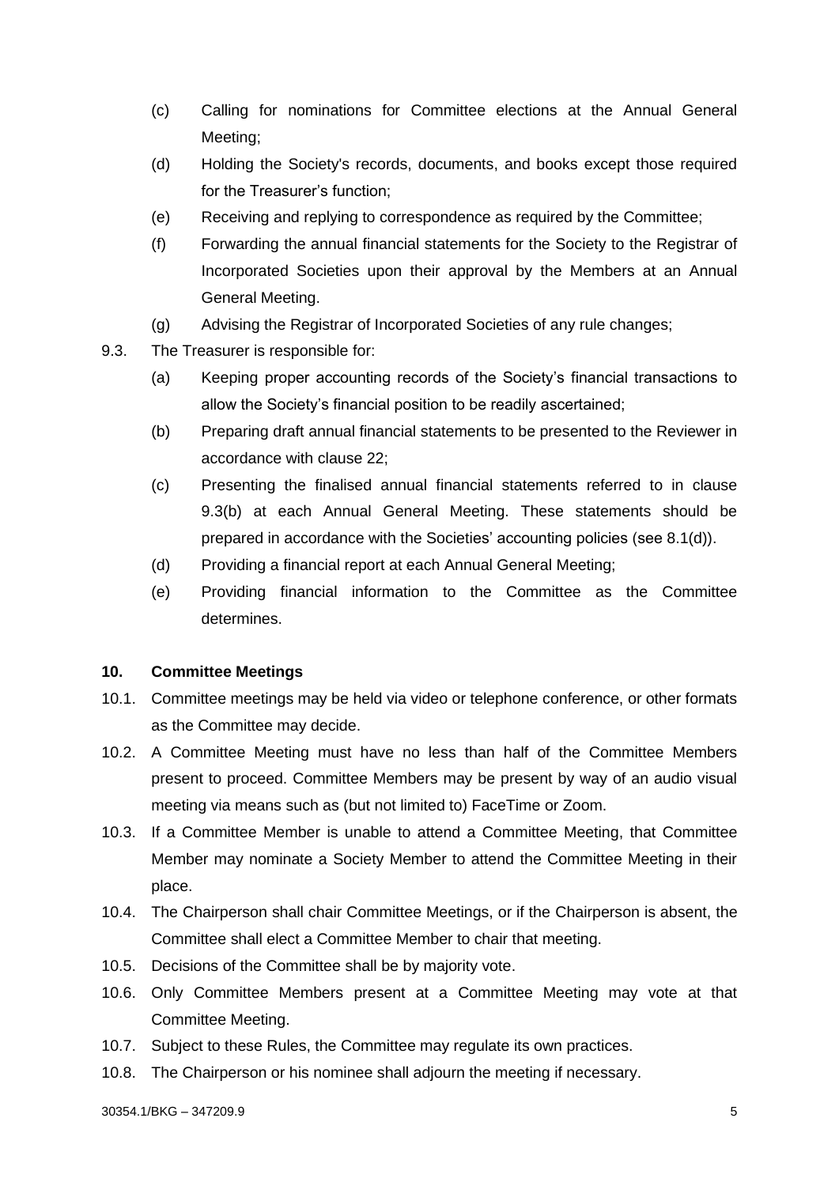(c) Calling for nominations for Committee elections at the Annual General Meeting;

(d) Holding the Society's records, documents, and books except those required for the Treasurer's function;

(e) Receiving and replying to correspondence as required by the Committee;

(f) Forwarding the annual financial statements for the Society to the Registrar of Incorporated Societies upon their approval by the Members at an Annual General Meeting.

(g) Advising the Registrar of Incorporated Societies of any rule changes;

9.3. The Treasurer is responsible for:

(a) Keeping proper accounting records of the Society's financial transactions to allow the Society's financial position to be readily ascertained;

(b) Preparing draft annual financial statements to be presented to the Reviewer in accordance with clause 22;

(c) Presenting the finalised annual financial statements referred to in clause 9.3(b) at each Annual General Meeting. These statements should be prepared in accordance with the Societies' accounting policies (see 8.1(d)).

(d) Providing a financial report at each Annual General Meeting;

(e) Providing financial information to the Committee as the Committee determines.

**10. Committee Meetings**

10.1. Committee meetings may be held via video or telephone conference, or other formats as the Committee may decide.

10.2. A Committee Meeting must have no less than half of the Committee Members present to proceed. Committee Members may be present by way of an audio visual meeting via means such as (but not limited to) FaceTime or Zoom.

10.3. If a Committee Member is unable to attend a Committee Meeting, that Committee Member may nominate a Society Member to attend the Committee Meeting in their place.

10.4. The Chairperson shall chair Committee Meetings, or if the Chairperson is absent, the Committee shall elect a Committee Member to chair that meeting.

10.5. Decisions of the Committee shall be by majority vote.

10.6. Only Committee Members present at a Committee Meeting may vote at that Committee Meeting.

10.7. Subject to these Rules, the Committee may regulate its own practices.

10.8. The Chairperson or his nominee shall adjourn the meeting if necessary.

30354.1/BKG – 347209.9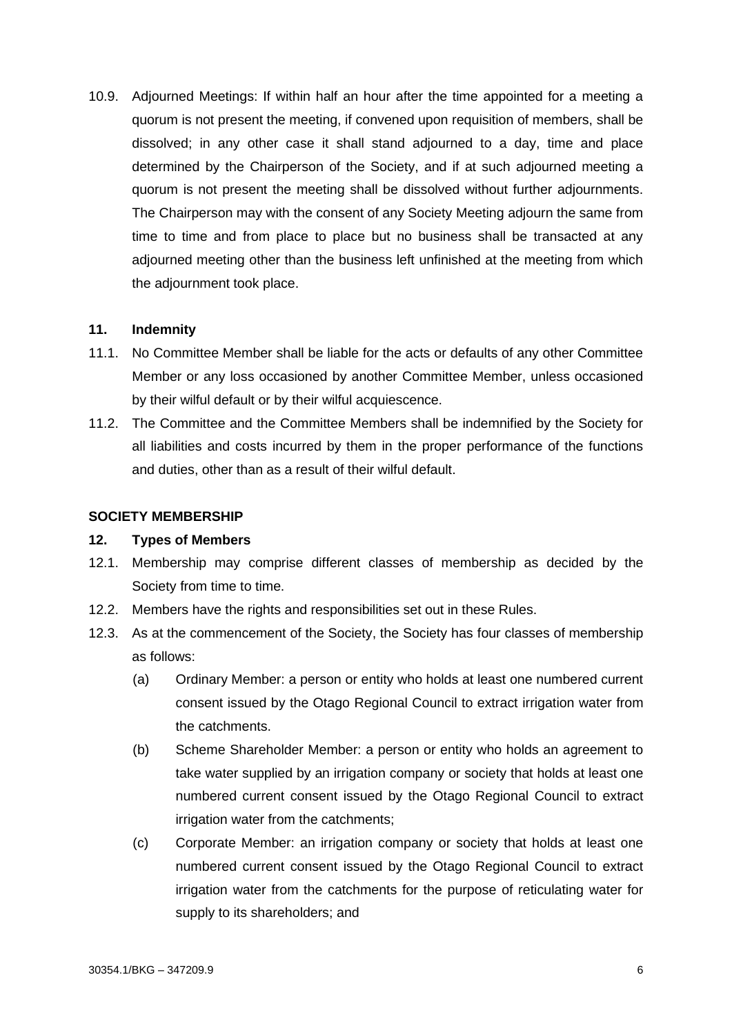10.9. Adjourned Meetings: If within half an hour after the time appointed for a meeting a quorum is not present the meeting, if convened upon requisition of members, shall be dissolved; in any other case it shall stand adjourned to a day, time and place determined by the Chairperson of the Society, and if at such adjourned meeting a quorum is not present the meeting shall be dissolved without further adjournments. The Chairperson may with the consent of any Society Meeting adjourn the same from time to time and from place to place but no business shall be transacted at any adjourned meeting other than the business left unfinished at the meeting from which the adjournment took place.

**11. Indemnity**

11.1. No Committee Member shall be liable for the acts or defaults of any other Committee Member or any loss occasioned by another Committee Member, unless occasioned by their wilful default or by their wilful acquiescence.

11.2. The Committee and the Committee Members shall be indemnified by the Society for all liabilities and costs incurred by them in the proper performance of the functions and duties, other than as a result of their wilful default.

**SOCIETY MEMBERSHIP**

**12. Types of Members**

12.1. Membership may comprise different classes of membership as decided by the Society from time to time.

12.2. Members have the rights and responsibilities set out in these Rules.

12.3. As at the commencement of the Society, the Society has four classes of membership as follows:

(a) Ordinary Member: a person or entity who holds at least one numbered current consent issued by the Otago Regional Council to extract irrigation water from the catchments.

(b) Scheme Shareholder Member: a person or entity who holds an agreement to take water supplied by an irrigation company or society that holds at least one numbered current consent issued by the Otago Regional Council to extract irrigation water from the catchments;

(c) Corporate Member: an irrigation company or society that holds at least one numbered current consent issued by the Otago Regional Council to extract irrigation water from the catchments for the purpose of reticulating water for supply to its shareholders; and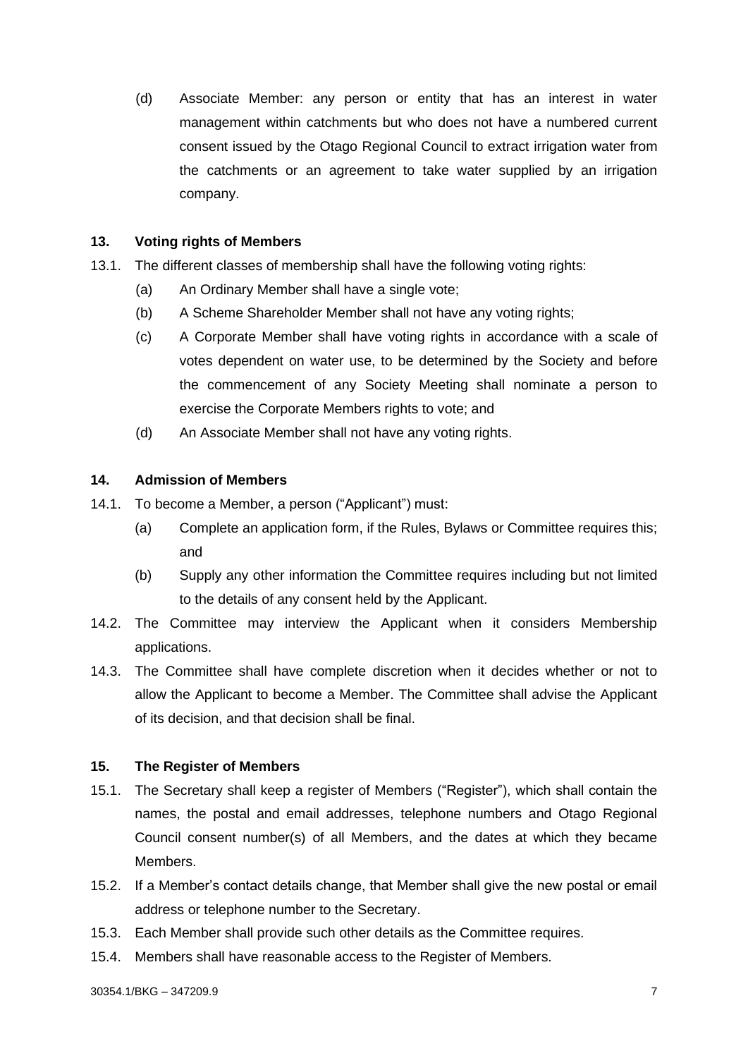(d) Associate Member: any person or entity that has an interest in water management within catchments but who does not have a numbered current consent issued by the Otago Regional Council to extract irrigation water from the catchments or an agreement to take water supplied by an irrigation company.

### 13. Voting rights of Members

13.1. The different classes of membership shall have the following voting rights:

(a) An Ordinary Member shall have a single vote;

(b) A Scheme Shareholder Member shall not have any voting rights;

(c) A Corporate Member shall have voting rights in accordance with a scale of votes dependent on water use, to be determined by the Society and before the commencement of any Society Meeting shall nominate a person to exercise the Corporate Members rights to vote; and

(d) An Associate Member shall not have any voting rights.

### 14. Admission of Members

14.1. To become a Member, a person ("Applicant") must:

(a) Complete an application form, if the Rules, Bylaws or Committee requires this; and

(b) Supply any other information the Committee requires including but not limited to the details of any consent held by the Applicant.

14.2. The Committee may interview the Applicant when it considers Membership applications.

14.3. The Committee shall have complete discretion when it decides whether or not to allow the Applicant to become a Member. The Committee shall advise the Applicant of its decision, and that decision shall be final.

### 15. The Register of Members

15.1. The Secretary shall keep a register of Members ("Register"), which shall contain the names, the postal and email addresses, telephone numbers and Otago Regional Council consent number(s) of all Members, and the dates at which they became Members.

15.2. If a Member's contact details change, that Member shall give the new postal or email address or telephone number to the Secretary.

15.3. Each Member shall provide such other details as the Committee requires.

15.4. Members shall have reasonable access to the Register of Members.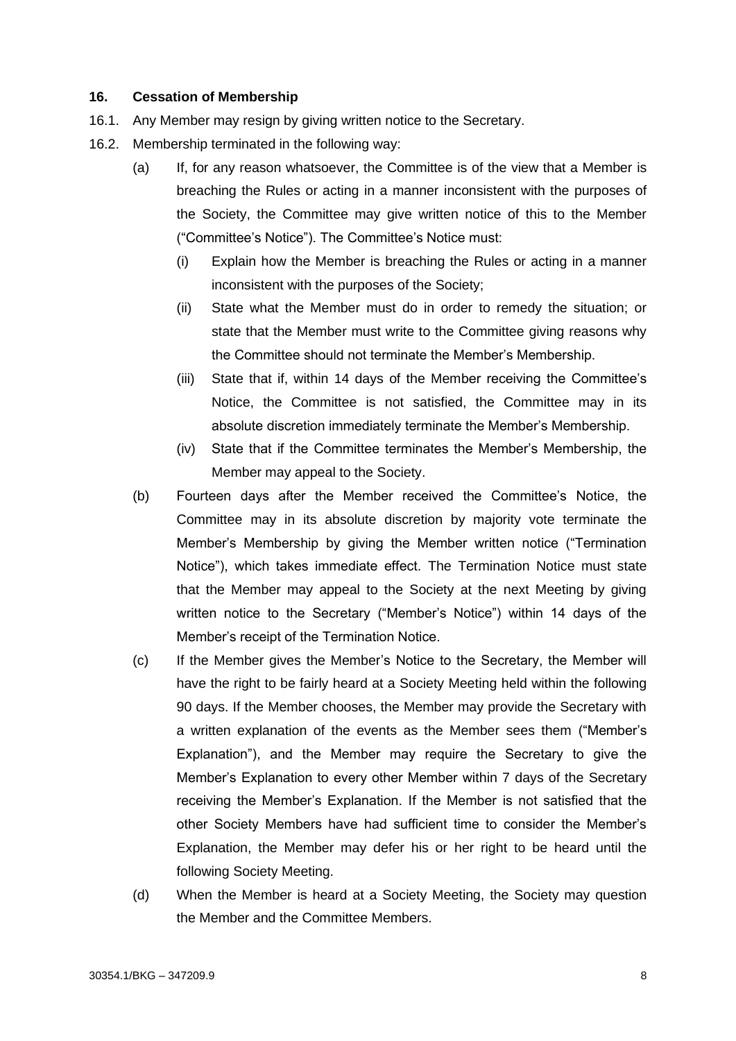### 16. Cessation of Membership

16.1. Any Member may resign by giving written notice to the Secretary.

16.2. Membership terminated in the following way:

(a) If, for any reason whatsoever, the Committee is of the view that a Member is breaching the Rules or acting in a manner inconsistent with the purposes of the Society, the Committee may give written notice of this to the Member ("Committee's Notice"). The Committee's Notice must:

(i) Explain how the Member is breaching the Rules or acting in a manner inconsistent with the purposes of the Society;

(ii) State what the Member must do in order to remedy the situation; or state that the Member must write to the Committee giving reasons why the Committee should not terminate the Member's Membership.

(iii) State that if, within 14 days of the Member receiving the Committee's Notice, the Committee is not satisfied, the Committee may in its absolute discretion immediately terminate the Member's Membership.

(iv) State that if the Committee terminates the Member's Membership, the Member may appeal to the Society.

(b) Fourteen days after the Member received the Committee's Notice, the Committee may in its absolute discretion by majority vote terminate the Member's Membership by giving the Member written notice ("Termination Notice"), which takes immediate effect. The Termination Notice must state that the Member may appeal to the Society at the next Meeting by giving written notice to the Secretary ("Member's Notice") within 14 days of the Member's receipt of the Termination Notice.

(c) If the Member gives the Member's Notice to the Secretary, the Member will have the right to be fairly heard at a Society Meeting held within the following 90 days. If the Member chooses, the Member may provide the Secretary with a written explanation of the events as the Member sees them ("Member's Explanation"), and the Member may require the Secretary to give the Member's Explanation to every other Member within 7 days of the Secretary receiving the Member's Explanation. If the Member is not satisfied that the other Society Members have had sufficient time to consider the Member's Explanation, the Member may defer his or her right to be heard until the following Society Meeting.

(d) When the Member is heard at a Society Meeting, the Society may question the Member and the Committee Members.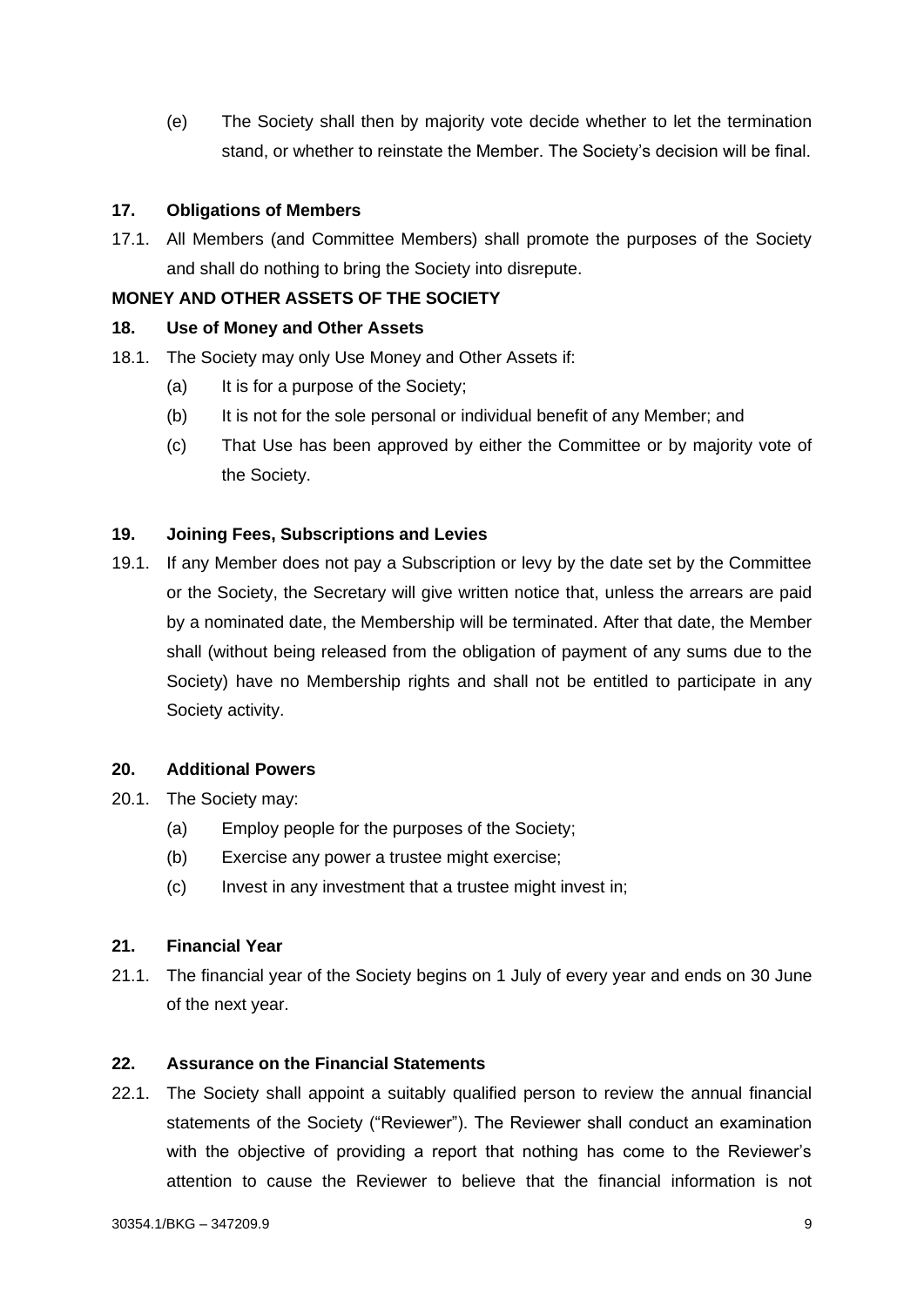(e) The Society shall then by majority vote decide whether to let the termination stand, or whether to reinstate the Member. The Society's decision will be final.

### 17. Obligations of Members

17.1. All Members (and Committee Members) shall promote the purposes of the Society and shall do nothing to bring the Society into disrepute.

## MONEY AND OTHER ASSETS OF THE SOCIETY

### 18. Use of Money and Other Assets

18.1. The Society may only Use Money and Other Assets if:

(a) It is for a purpose of the Society;

(b) It is not for the sole personal or individual benefit of any Member; and

(c) That Use has been approved by either the Committee or by majority vote of the Society.

### 19. Joining Fees, Subscriptions and Levies

19.1. If any Member does not pay a Subscription or levy by the date set by the Committee or the Society, the Secretary will give written notice that, unless the arrears are paid by a nominated date, the Membership will be terminated. After that date, the Member shall (without being released from the obligation of payment of any sums due to the Society) have no Membership rights and shall not be entitled to participate in any Society activity.

### 20. Additional Powers

20.1. The Society may:

(a) Employ people for the purposes of the Society;

(b) Exercise any power a trustee might exercise;

(c) Invest in any investment that a trustee might invest in;

### 21. Financial Year

21.1. The financial year of the Society begins on 1 July of every year and ends on 30 June of the next year.

### 22. Assurance on the Financial Statements

22.1. The Society shall appoint a suitably qualified person to review the annual financial statements of the Society ("Reviewer"). The Reviewer shall conduct an examination with the objective of providing a report that nothing has come to the Reviewer's attention to cause the Reviewer to believe that the financial information is not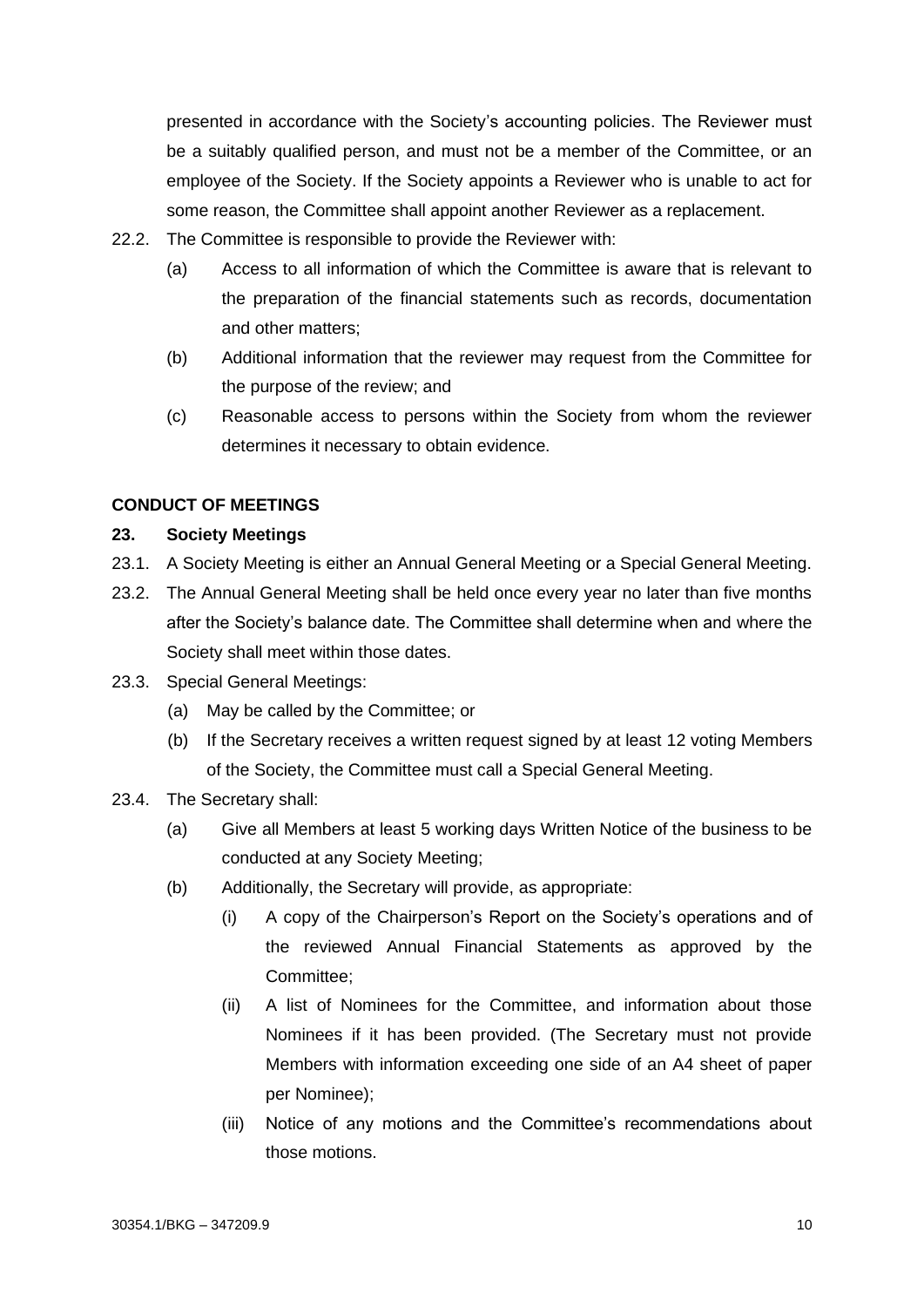presented in accordance with the Society's accounting policies. The Reviewer must be a suitably qualified person, and must not be a member of the Committee, or an employee of the Society. If the Society appoints a Reviewer who is unable to act for some reason, the Committee shall appoint another Reviewer as a replacement.

22.2. The Committee is responsible to provide the Reviewer with:

(a) Access to all information of which the Committee is aware that is relevant to the preparation of the financial statements such as records, documentation and other matters;

(b) Additional information that the reviewer may request from the Committee for the purpose of the review; and

(c) Reasonable access to persons within the Society from whom the reviewer determines it necessary to obtain evidence.

## CONDUCT OF MEETINGS

### 23. Society Meetings

23.1. A Society Meeting is either an Annual General Meeting or a Special General Meeting.

23.2. The Annual General Meeting shall be held once every year no later than five months after the Society's balance date. The Committee shall determine when and where the Society shall meet within those dates.

23.3. Special General Meetings:

(a) May be called by the Committee; or

(b) If the Secretary receives a written request signed by at least 12 voting Members of the Society, the Committee must call a Special General Meeting.

23.4. The Secretary shall:

(a) Give all Members at least 5 working days Written Notice of the business to be conducted at any Society Meeting;

(b) Additionally, the Secretary will provide, as appropriate:

(i) A copy of the Chairperson's Report on the Society's operations and of the reviewed Annual Financial Statements as approved by the Committee;

(ii) A list of Nominees for the Committee, and information about those Nominees if it has been provided. (The Secretary must not provide Members with information exceeding one side of an A4 sheet of paper per Nominee);

(iii) Notice of any motions and the Committee's recommendations about those motions.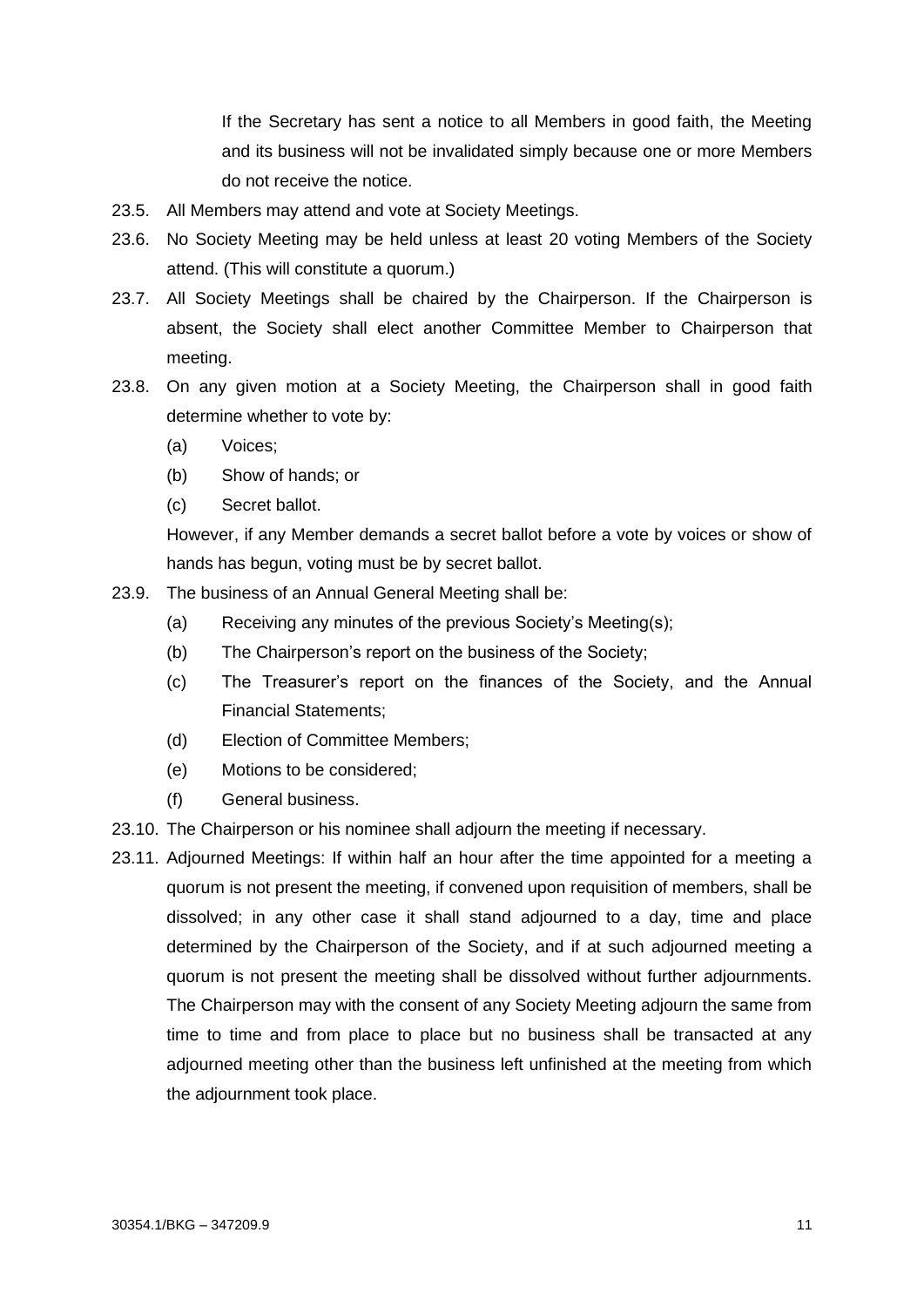If the Secretary has sent a notice to all Members in good faith, the Meeting and its business will not be invalidated simply because one or more Members do not receive the notice.

23.5. All Members may attend and vote at Society Meetings.

23.6. No Society Meeting may be held unless at least 20 voting Members of the Society attend. (This will constitute a quorum.)

23.7. All Society Meetings shall be chaired by the Chairperson. If the Chairperson is absent, the Society shall elect another Committee Member to Chairperson that meeting.

23.8. On any given motion at a Society Meeting, the Chairperson shall in good faith determine whether to vote by:

(a) Voices;

(b) Show of hands; or

(c) Secret ballot.

However, if any Member demands a secret ballot before a vote by voices or show of hands has begun, voting must be by secret ballot.

23.9. The business of an Annual General Meeting shall be:

(a) Receiving any minutes of the previous Society's Meeting(s);

(b) The Chairperson's report on the business of the Society;

(c) The Treasurer's report on the finances of the Society, and the Annual Financial Statements;

(d) Election of Committee Members;

(e) Motions to be considered;

(f) General business.

23.10. The Chairperson or his nominee shall adjourn the meeting if necessary.

23.11. Adjourned Meetings: If within half an hour after the time appointed for a meeting a quorum is not present the meeting, if convened upon requisition of members, shall be dissolved; in any other case it shall stand adjourned to a day, time and place determined by the Chairperson of the Society, and if at such adjourned meeting a quorum is not present the meeting shall be dissolved without further adjournments. The Chairperson may with the consent of any Society Meeting adjourn the same from time to time and from place to place but no business shall be transacted at any adjourned meeting other than the business left unfinished at the meeting from which the adjournment took place.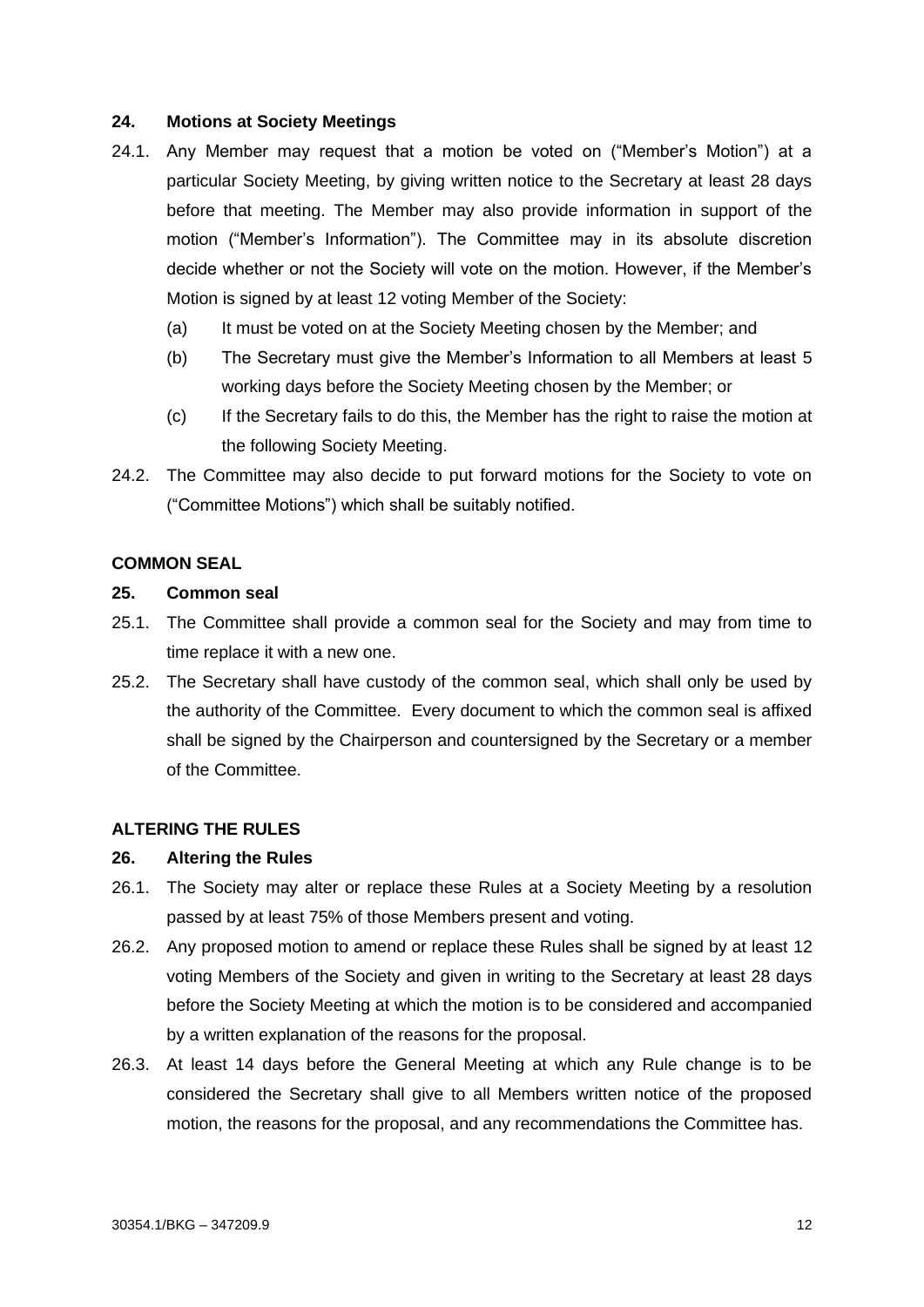### 24. Motions at Society Meetings

24.1. Any Member may request that a motion be voted on ("Member's Motion") at a particular Society Meeting, by giving written notice to the Secretary at least 28 days before that meeting. The Member may also provide information in support of the motion ("Member's Information"). The Committee may in its absolute discretion decide whether or not the Society will vote on the motion. However, if the Member's Motion is signed by at least 12 voting Member of the Society:

(a) It must be voted on at the Society Meeting chosen by the Member; and

(b) The Secretary must give the Member's Information to all Members at least 5 working days before the Society Meeting chosen by the Member; or

(c) If the Secretary fails to do this, the Member has the right to raise the motion at the following Society Meeting.

24.2. The Committee may also decide to put forward motions for the Society to vote on ("Committee Motions") which shall be suitably notified.

## COMMON SEAL

### 25. Common seal

25.1. The Committee shall provide a common seal for the Society and may from time to time replace it with a new one.

25.2. The Secretary shall have custody of the common seal, which shall only be used by the authority of the Committee. Every document to which the common seal is affixed shall be signed by the Chairperson and countersigned by the Secretary or a member of the Committee.

## ALTERING THE RULES

### 26. Altering the Rules

26.1. The Society may alter or replace these Rules at a Society Meeting by a resolution passed by at least 75% of those Members present and voting.

26.2. Any proposed motion to amend or replace these Rules shall be signed by at least 12 voting Members of the Society and given in writing to the Secretary at least 28 days before the Society Meeting at which the motion is to be considered and accompanied by a written explanation of the reasons for the proposal.

26.3. At least 14 days before the General Meeting at which any Rule change is to be considered the Secretary shall give to all Members written notice of the proposed motion, the reasons for the proposal, and any recommendations the Committee has.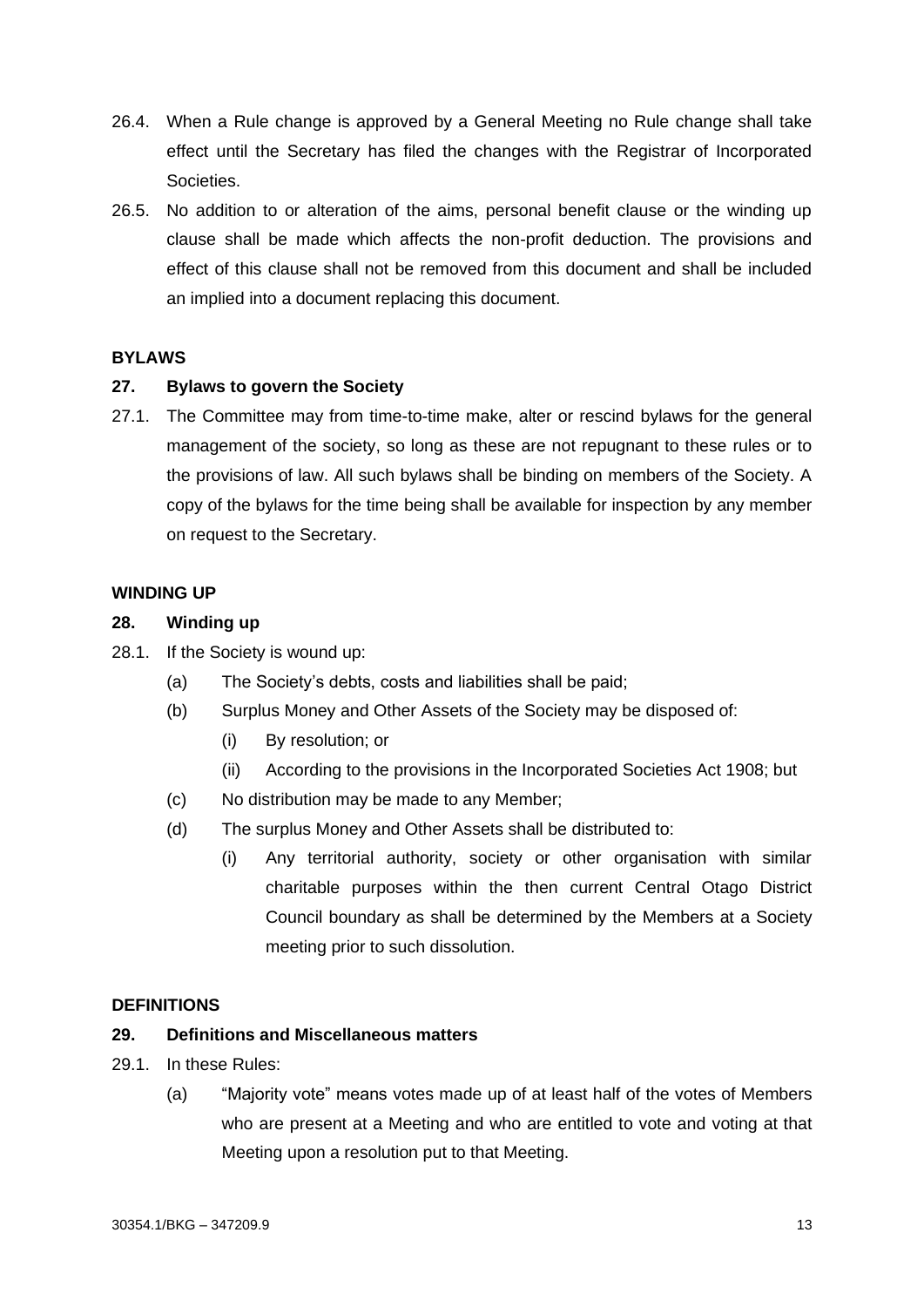26.4. When a Rule change is approved by a General Meeting no Rule change shall take effect until the Secretary has filed the changes with the Registrar of Incorporated Societies.

26.5. No addition to or alteration of the aims, personal benefit clause or the winding up clause shall be made which affects the non-profit deduction. The provisions and effect of this clause shall not be removed from this document and shall be included an implied into a document replacing this document.

**BYLAWS**

**27. Bylaws to govern the Society**

27.1. The Committee may from time-to-time make, alter or rescind bylaws for the general management of the society, so long as these are not repugnant to these rules or to the provisions of law. All such bylaws shall be binding on members of the Society. A copy of the bylaws for the time being shall be available for inspection by any member on request to the Secretary.

**WINDING UP**

**28. Winding up**

28.1. If the Society is wound up:

- (a) The Society's debts, costs and liabilities shall be paid;
- (b) Surplus Money and Other Assets of the Society may be disposed of:
  - (i) By resolution; or
  - (ii) According to the provisions in the Incorporated Societies Act 1908; but
- (c) No distribution may be made to any Member;
- (d) The surplus Money and Other Assets shall be distributed to:
  - (i) Any territorial authority, society or other organisation with similar charitable purposes within the then current Central Otago District Council boundary as shall be determined by the Members at a Society meeting prior to such dissolution.

**DEFINITIONS**

**29. Definitions and Miscellaneous matters**

29.1. In these Rules:

- (a) "Majority vote" means votes made up of at least half of the votes of Members who are present at a Meeting and who are entitled to vote and voting at that Meeting upon a resolution put to that Meeting.

30354.1/BKG – 347209.9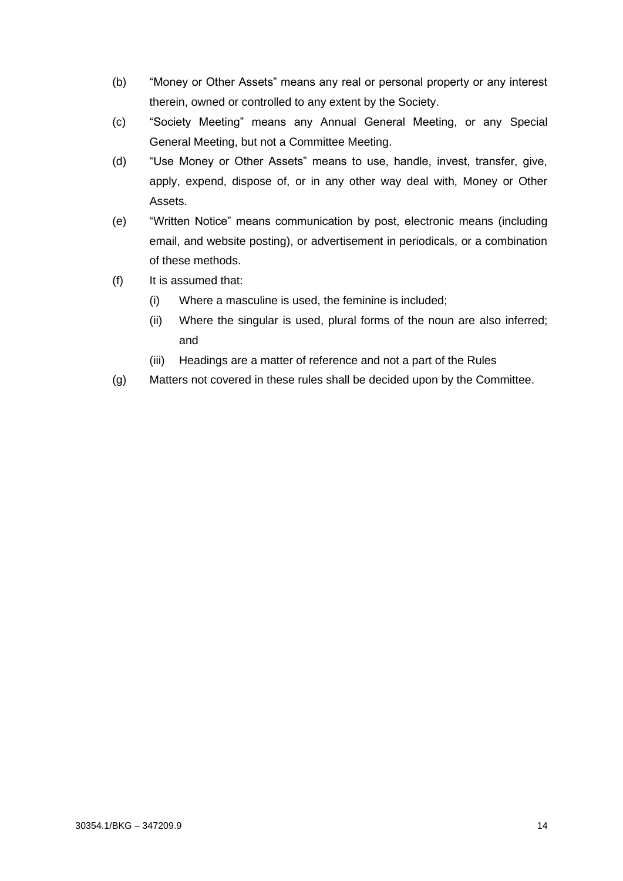(b) “Money or Other Assets” means any real or personal property or any interest therein, owned or controlled to any extent by the Society.

(c) “Society Meeting” means any Annual General Meeting, or any Special General Meeting, but not a Committee Meeting.

(d) “Use Money or Other Assets” means to use, handle, invest, transfer, give, apply, expend, dispose of, or in any other way deal with, Money or Other Assets.

(e) “Written Notice” means communication by post, electronic means (including email, and website posting), or advertisement in periodicals, or a combination of these methods.

(f) It is assumed that:

   (i) Where a masculine is used, the feminine is included;

   (ii) Where the singular is used, plural forms of the noun are also inferred; and

   (iii) Headings are a matter of reference and not a part of the Rules

(g) Matters not covered in these rules shall be decided upon by the Committee.

30354.1/BKG – 347209.9